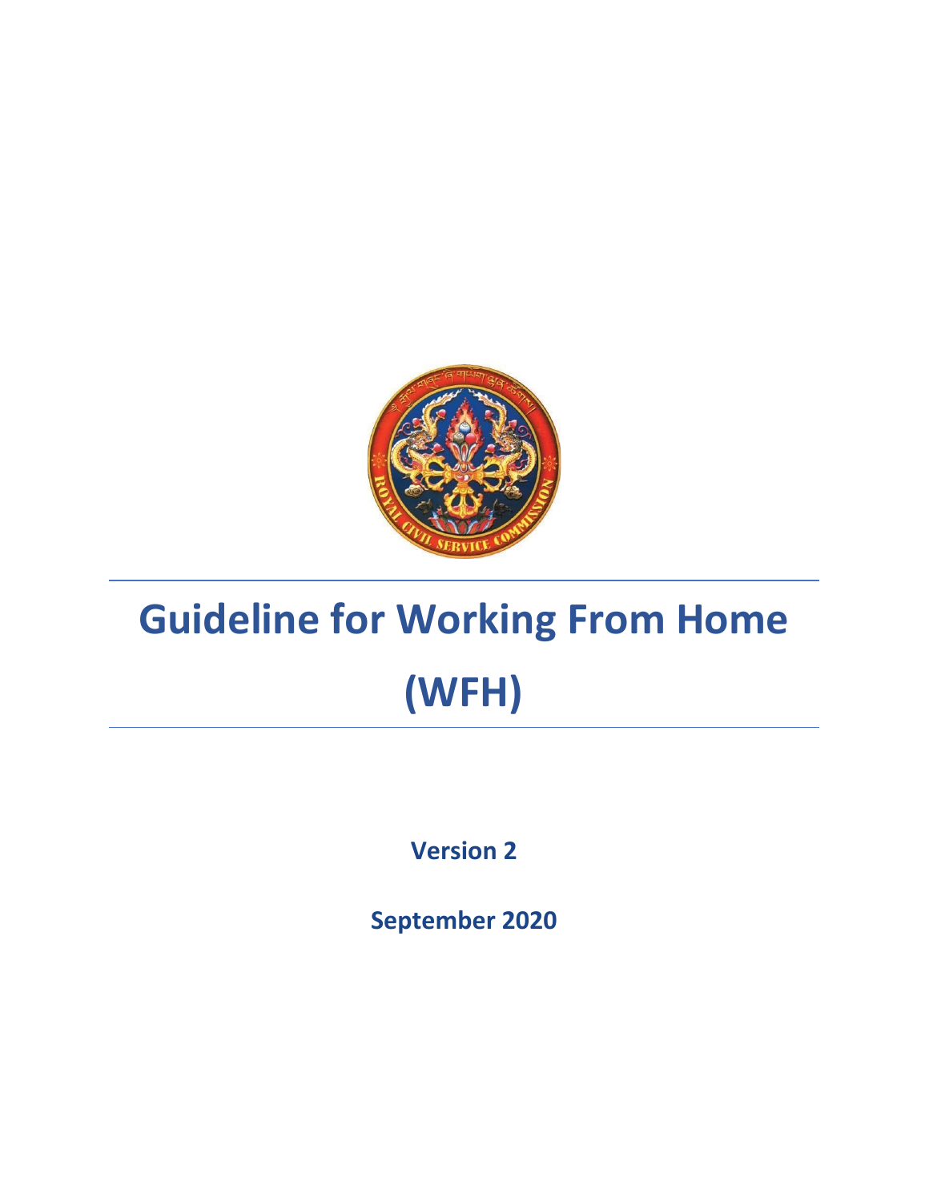# Guideline for Working From Home (WFH)

**Version 2**

**September 2020**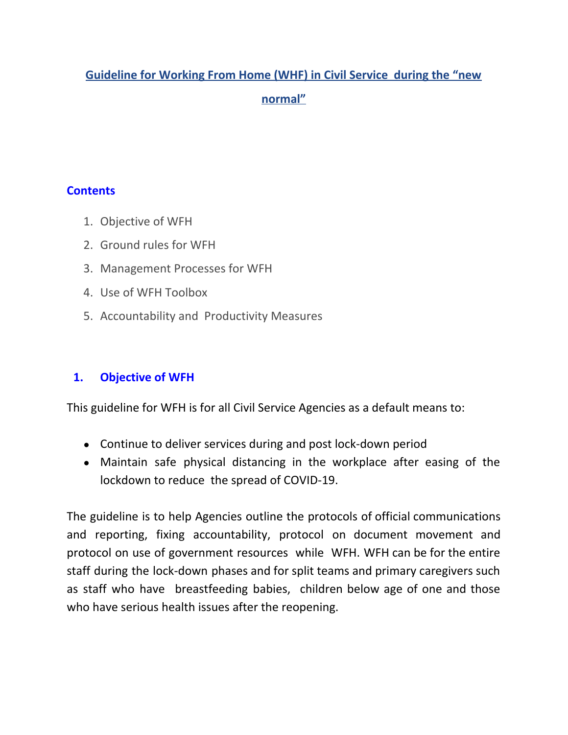# Guideline for Working From Home (WHF) in Civil Service during the "new normal"

## Contents

1. Objective of WFH
2. Ground rules for WFH
3. Management Processes for WFH
4. Use of WFH Toolbox
5. Accountability and Productivity Measures

## 1. Objective of WFH

This guideline for WFH is for all Civil Service Agencies as a default means to:

- Continue to deliver services during and post lock-down period
- Maintain safe physical distancing in the workplace after easing of the lockdown to reduce the spread of COVID-19.

The guideline is to help Agencies outline the protocols of official communications and reporting, fixing accountability, protocol on document movement and protocol on use of government resources while WFH. WFH can be for the entire staff during the lock-down phases and for split teams and primary caregivers such as staff who have breastfeeding babies, children below age of one and those who have serious health issues after the reopening.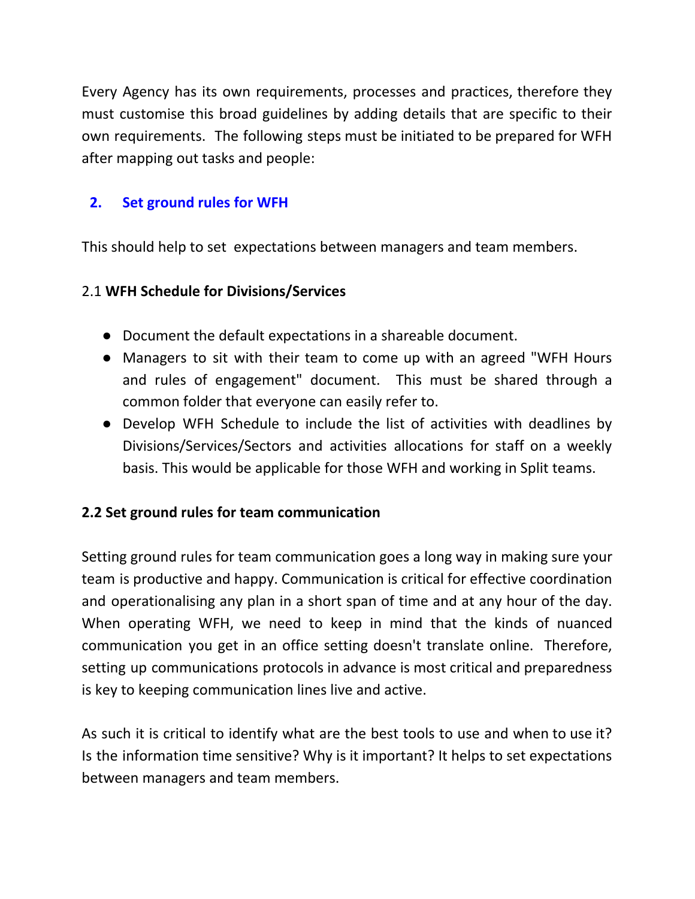Every Agency has its own requirements, processes and practices, therefore they must customise this broad guidelines by adding details that are specific to their own requirements. The following steps must be initiated to be prepared for WFH after mapping out tasks and people:

## 2. Set ground rules for WFH

This should help to set expectations between managers and team members.

### 2.1 **WFH Schedule for Divisions/Services**

- Document the default expectations in a shareable document.
- Managers to sit with their team to come up with an agreed "WFH Hours and rules of engagement" document. This must be shared through a common folder that everyone can easily refer to.
- Develop WFH Schedule to include the list of activities with deadlines by Divisions/Services/Sectors and activities allocations for staff on a weekly basis. This would be applicable for those WFH and working in Split teams.

### 2.2 Set ground rules for team communication

Setting ground rules for team communication goes a long way in making sure your team is productive and happy. Communication is critical for effective coordination and operationalising any plan in a short span of time and at any hour of the day. When operating WFH, we need to keep in mind that the kinds of nuanced communication you get in an office setting doesn't translate online. Therefore, setting up communications protocols in advance is most critical and preparedness is key to keeping communication lines live and active.

As such it is critical to identify what are the best tools to use and when to use it? Is the information time sensitive? Why is it important? It helps to set expectations between managers and team members.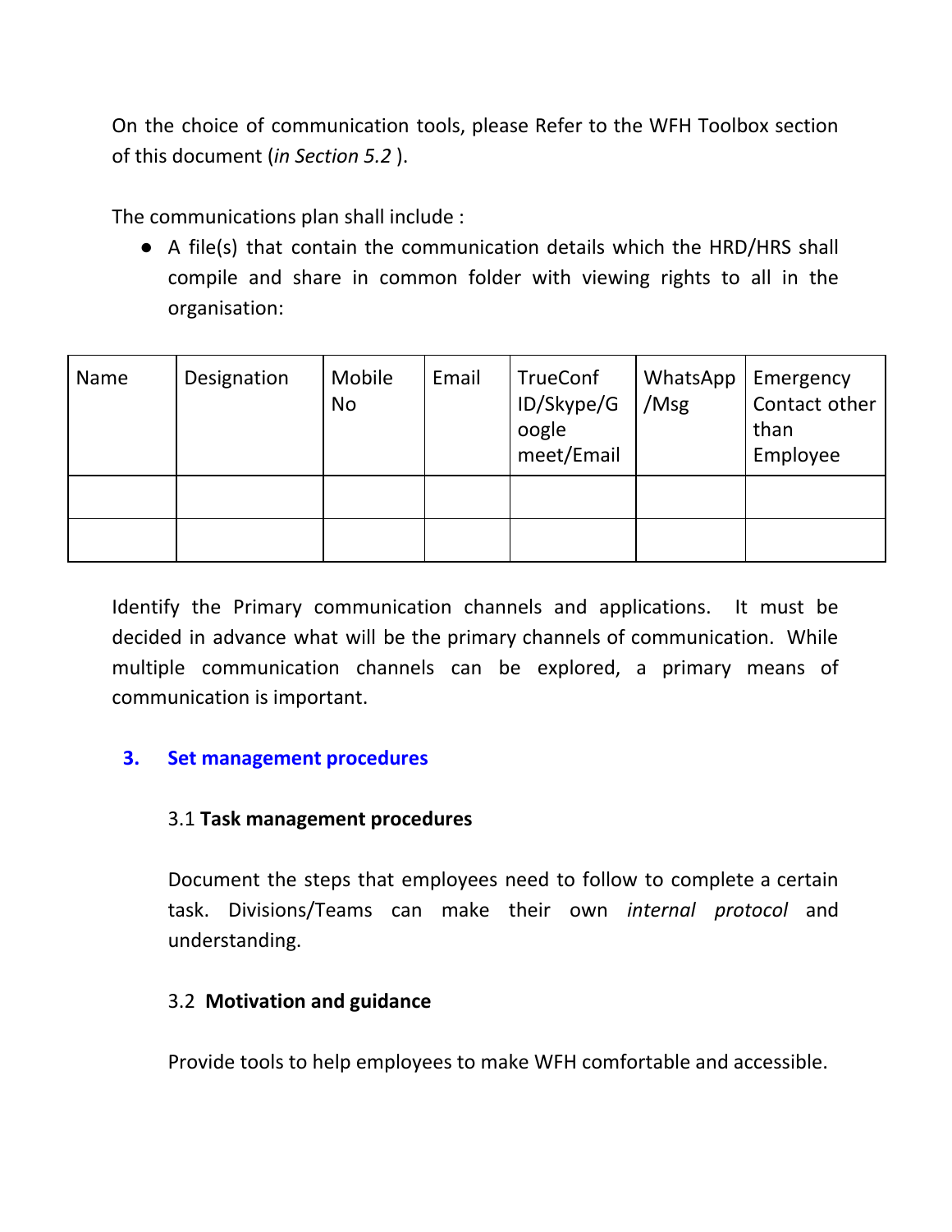On the choice of communication tools, please Refer to the WFH Toolbox section of this document (*in Section 5.2* ).

The communications plan shall include :

- A file(s) that contain the communication details which the HRD/HRS shall compile and share in common folder with viewing rights to all in the organisation:

| Name | Designation | Mobile No | Email | TrueConf ID/Skype/Google meet/Email | WhatsApp /Msg | Emergency Contact other than Employee |
|---|---|---|---|---|---|---|
| | | | | | | |
| | | | | | | |

Identify the Primary communication channels and applications. It must be decided in advance what will be the primary channels of communication. While multiple communication channels can be explored, a primary means of communication is important.

## 3. Set management procedures

### 3.1 **Task management procedures**

Document the steps that employees need to follow to complete a certain task. Divisions/Teams can make their own *internal protocol* and understanding.

### 3.2 **Motivation and guidance**

Provide tools to help employees to make WFH comfortable and accessible.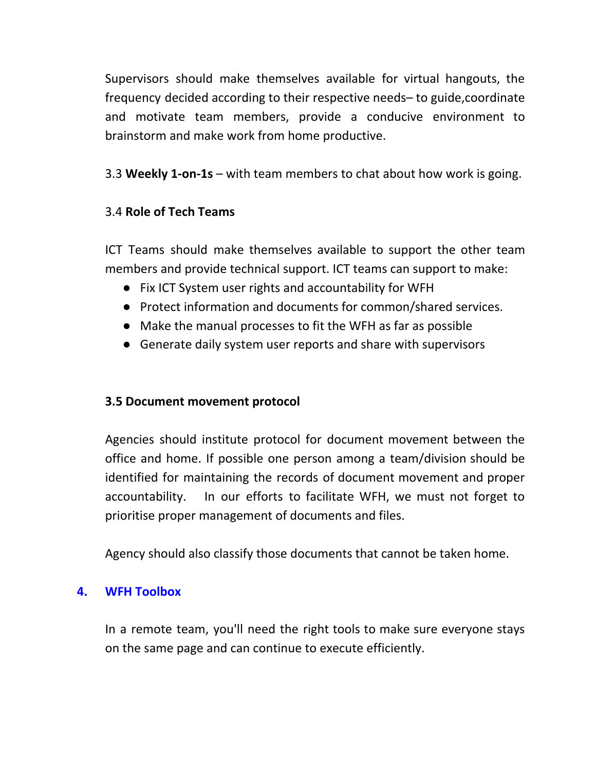Supervisors should make themselves available for virtual hangouts, the frequency decided according to their respective needs– to guide,coordinate and motivate team members, provide a conducive environment to brainstorm and make work from home productive.

3.3 **Weekly 1-on-1s** – with team members to chat about how work is going.

3.4 **Role of Tech Teams**

ICT Teams should make themselves available to support the other team members and provide technical support. ICT teams can support to make:

- Fix ICT System user rights and accountability for WFH
- Protect information and documents for common/shared services.
- Make the manual processes to fit the WFH as far as possible
- Generate daily system user reports and share with supervisors

**3.5 Document movement protocol**

Agencies should institute protocol for document movement between the office and home. If possible one person among a team/division should be identified for maintaining the records of document movement and proper accountability. In our efforts to facilitate WFH, we must not forget to prioritise proper management of documents and files.

Agency should also classify those documents that cannot be taken home.

## 4. WFH Toolbox

In a remote team, you'll need the right tools to make sure everyone stays on the same page and can continue to execute efficiently.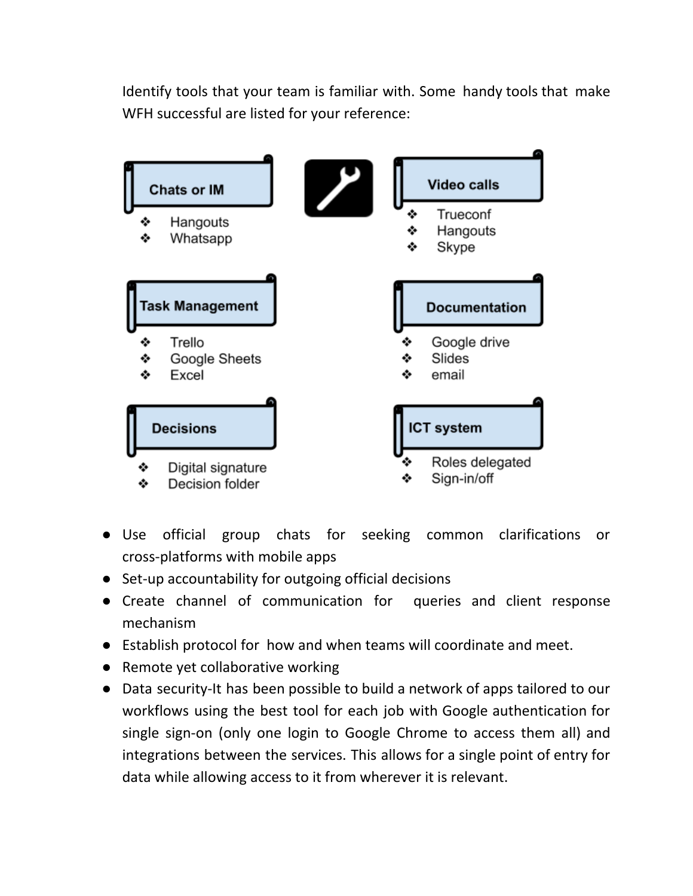Identify tools that your team is familiar with. Some handy tools that make WFH successful are listed for your reference:

**Chats or IM**

- Hangouts
- Whatsapp

**Video calls**

- Trueconf
- Hangouts
- Skype

**Task Management**

- Trello
- Google Sheets
- Excel

**Documentation**

- Google drive
- Slides
- email

**Decisions**

- Digital signature
- Decision folder

**ICT system**

- Roles delegated
- Sign-in/off

- Use official group chats for seeking common clarifications or cross-platforms with mobile apps
- Set-up accountability for outgoing official decisions
- Create channel of communication for queries and client response mechanism
- Establish protocol for how and when teams will coordinate and meet.
- Remote yet collaborative working
- Data security-It has been possible to build a network of apps tailored to our workflows using the best tool for each job with Google authentication for single sign-on (only one login to Google Chrome to access them all) and integrations between the services. This allows for a single point of entry for data while allowing access to it from wherever it is relevant.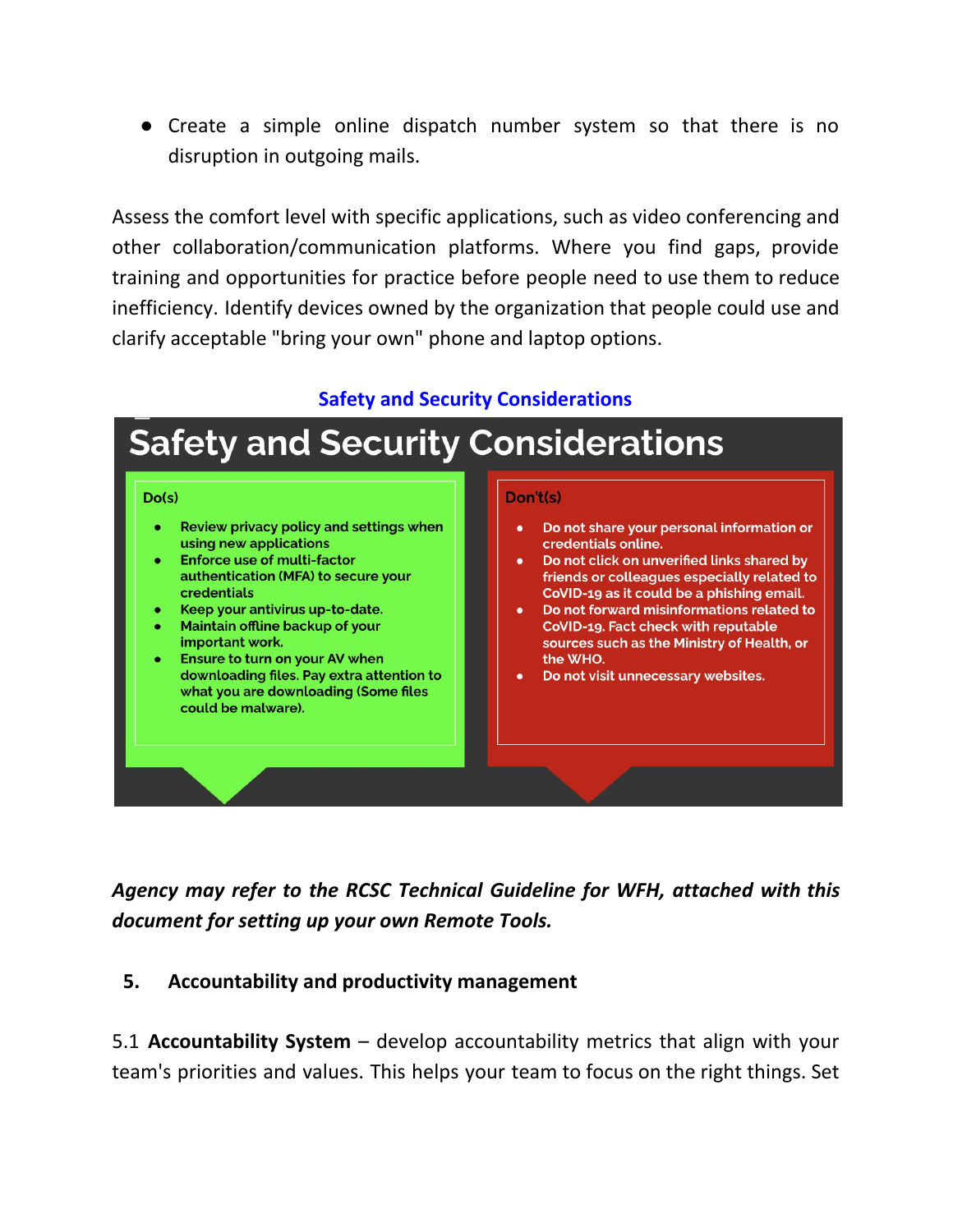- Create a simple online dispatch number system so that there is no disruption in outgoing mails.

Assess the comfort level with specific applications, such as video conferencing and other collaboration/communication platforms. Where you find gaps, provide training and opportunities for practice before people need to use them to reduce inefficiency. Identify devices owned by the organization that people could use and clarify acceptable "bring your own" phone and laptop options.

**Safety and Security Considerations**

## Safety and Security Considerations

**Do(s)**

- Review privacy policy and settings when using new applications
- Enforce use of multi-factor authentication (MFA) to secure your credentials
- Keep your antivirus up-to-date.
- Maintain offline backup of your important work.
- Ensure to turn on your AV when downloading files. Pay extra attention to what you are downloading (Some files could be malware).

**Don't(s)**

- Do not share your personal information or credentials online.
- Do not click on unverified links shared by friends or colleagues especially related to CoVID-19 as it could be a phishing email.
- Do not forward misinformations related to CoVID-19. Fact check with reputable sources such as the Ministry of Health, or the WHO.
- Do not visit unnecessary websites.

***Agency may refer to the RCSC Technical Guideline for WFH, attached with this document for setting up your own Remote Tools.***

## 5. Accountability and productivity management

5.1 **Accountability System** – develop accountability metrics that align with your team's priorities and values. This helps your team to focus on the right things. Set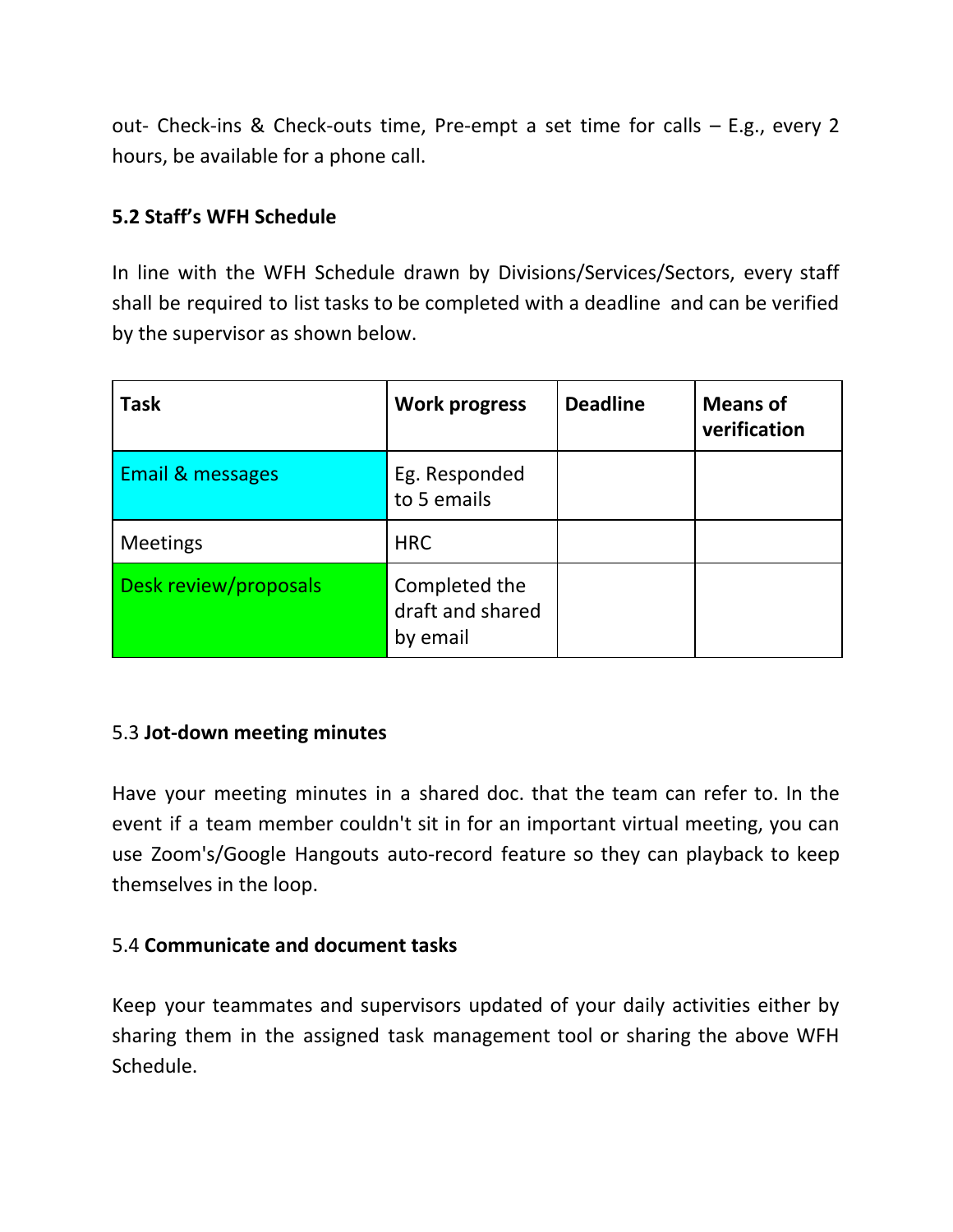out- Check-ins & Check-outs time, Pre-empt a set time for calls – E.g., every 2 hours, be available for a phone call.

### 5.2 Staff's WFH Schedule

In line with the WFH Schedule drawn by Divisions/Services/Sectors, every staff shall be required to list tasks to be completed with a deadline and can be verified by the supervisor as shown below.

| **Task** | **Work progress** | **Deadline** | **Means of verification** |
|---|---|---|---|
| Email & messages | Eg. Responded to 5 emails | | |
| Meetings | HRC | | |
| Desk review/proposals | Completed the draft and shared by email | | |

### 5.3 **Jot-down meeting minutes**

Have your meeting minutes in a shared doc. that the team can refer to. In the event if a team member couldn't sit in for an important virtual meeting, you can use Zoom's/Google Hangouts auto-record feature so they can playback to keep themselves in the loop.

### 5.4 **Communicate and document tasks**

Keep your teammates and supervisors updated of your daily activities either by sharing them in the assigned task management tool or sharing the above WFH Schedule.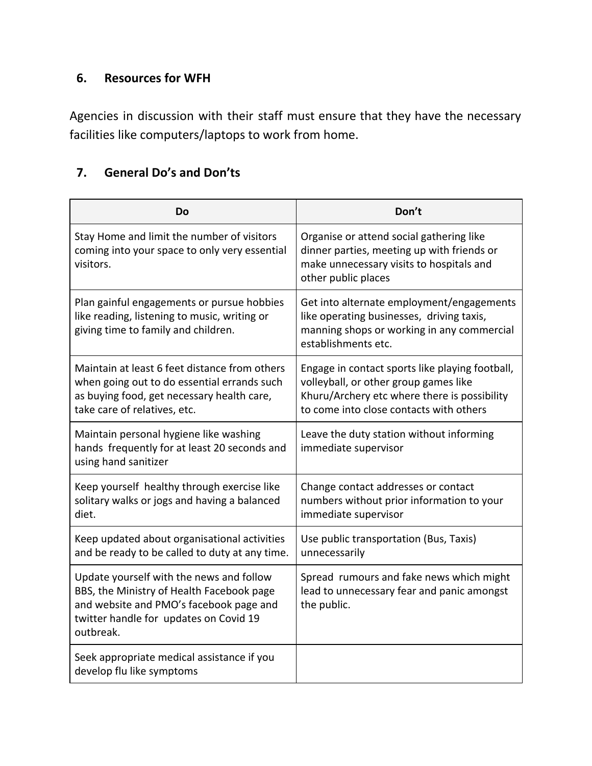### 6. Resources for WFH

Agencies in discussion with their staff must ensure that they have the necessary facilities like computers/laptops to work from home.

### 7. General Do's and Don'ts

| Do | Don't |
| --- | --- |
| Stay Home and limit the number of visitors coming into your space to only very essential visitors. | Organise or attend social gathering like dinner parties, meeting up with friends or make unnecessary visits to hospitals and other public places |
| Plan gainful engagements or pursue hobbies like reading, listening to music, writing or giving time to family and children. | Get into alternate employment/engagements like operating businesses, driving taxis, manning shops or working in any commercial establishments etc. |
| Maintain at least 6 feet distance from others when going out to do essential errands such as buying food, get necessary health care, take care of relatives, etc. | Engage in contact sports like playing football, volleyball, or other group games like Khuru/Archery etc where there is possibility to come into close contacts with others |
| Maintain personal hygiene like washing hands frequently for at least 20 seconds and using hand sanitizer | Leave the duty station without informing immediate supervisor |
| Keep yourself healthy through exercise like solitary walks or jogs and having a balanced diet. | Change contact addresses or contact numbers without prior information to your immediate supervisor |
| Keep updated about organisational activities and be ready to be called to duty at any time. | Use public transportation (Bus, Taxis) unnecessarily |
| Update yourself with the news and follow BBS, the Ministry of Health Facebook page and website and PMO's facebook page and twitter handle for updates on Covid 19 outbreak. | Spread rumours and fake news which might lead to unnecessary fear and panic amongst the public. |
| Seek appropriate medical assistance if you develop flu like symptoms | |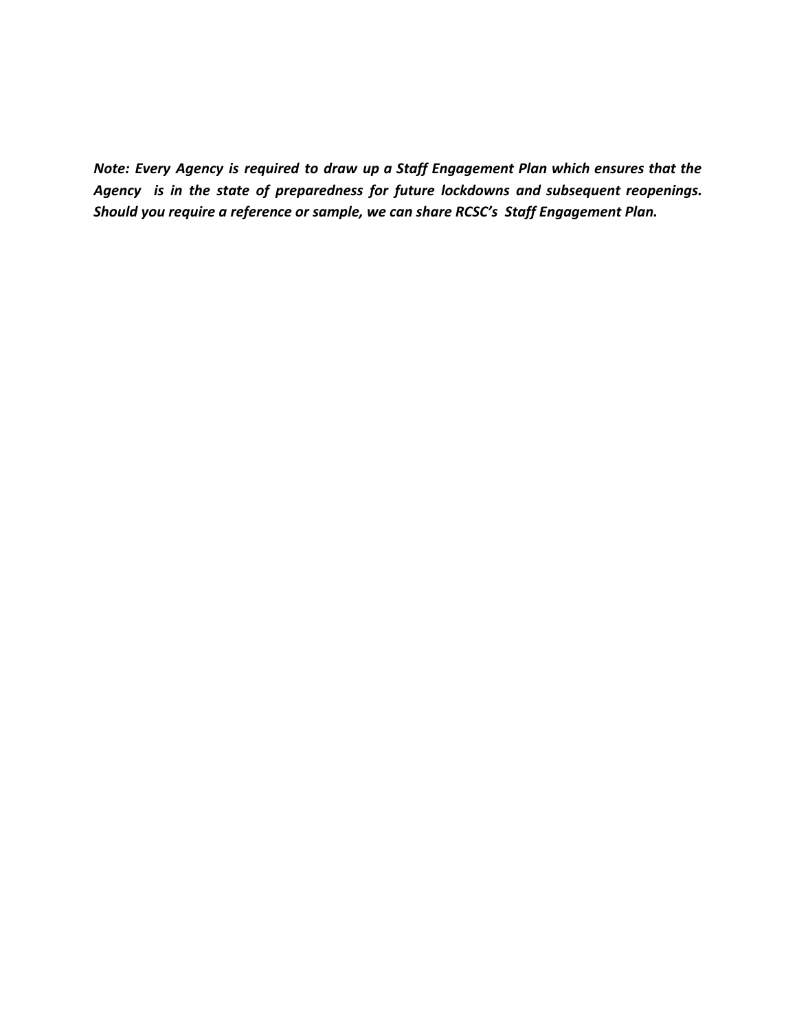***Note: Every Agency is required to draw up a Staff Engagement Plan which ensures that the Agency is in the state of preparedness for future lockdowns and subsequent reopenings. Should you require a reference or sample, we can share RCSC's Staff Engagement Plan.***